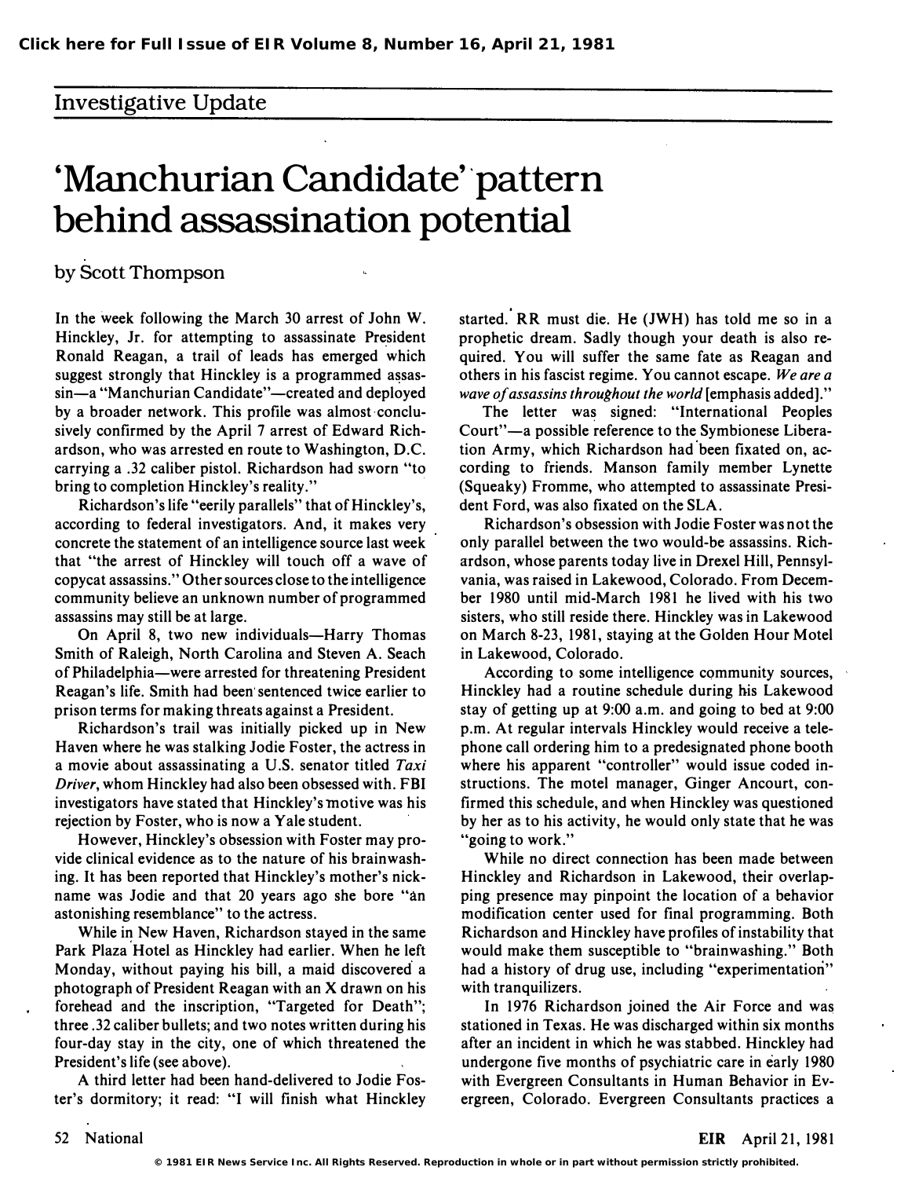Investigative Update

# 'Manchurian Candidate' pattern behind assassination potential

by Scott Thompson

In the week following the March 30 arrest of John W. Hinckley, Jr. for attempting to assassinate President Ronald Reagan, a trail of leads has emerged which suggest strongly that Hinckley is a programmed assassin—a "Manchurian Candidate"—created and deployed by a broader network. This profile was almost conclusively confirmed by the April 7 arrest of Edward Richardson, who was arrested en route to Washington, D.C. carrying a .32 caliber pistol. Richardson had sworn "to bring to completion Hinckley's reality."

Richardson's life "eerily parallels" that of Hinckley's, according to federal investigators. And, it makes very concrete the statement of an intelligence source last week that "the arrest of Hinckley will touch off a wave of copycat assassins." Other sources close to the intelligence community believe an unknown number of programmed assassins may still be at large.

On April 8, two new individuals—Harry Thomas Smith of Raleigh, North Carolina and Steven A. Seach of Philadelphia—were arrested for threatening President Reagan's life. Smith had been sentenced twice earlier to prison terms for making threats against a President.

Richardson's trail was initially picked up in New Haven where he was stalking Jodie Foster, the actress in a movie about assassinating a U.S. senator titled *Taxi Driver*, whom Hinckley had also been obsessed with. FBI investigators have stated that Hinckley's motive was his rejection by Foster, who is now a Yale student.

However, Hinckley's obsession with Foster may provide clinical evidence as to the nature of his brainwashing. It has been reported that Hinckley's mother's nickname was Jodie and that 20 years ago she bore "an astonishing resemblance" to the actress.

While in New Haven, Richardson stayed in the same Park Plaza Hotel as Hinckley had earlier. When he left Monday, without paying his bill, a maid discovered a photograph of President Reagan with an X drawn on his forehead and the inscription, "Targeted for Death"; three .32 caliber bullets; and two notes written during his four-day stay in the city, one of which threatened the President's life (see above).

A third letter had been hand-delivered to Jodie Foster's dormitory; it read: "I will finish what Hinckley started. RR must die. He (JWH) has told me so in a prophetic dream. Sadly though your death is also required. You will suffer the same fate as Reagan and others in his fascist regime. You cannot escape. *We are a wave of assassins throughout the world* [emphasis added]."

The letter was signed: "International Peoples Court"—a possible reference to the Symbionese Liberation Army, which Richardson had been fixated on, according to friends. Manson family member Lynette (Squeaky) Fromme, who attempted to assassinate President Ford, was also fixated on the SLA.

Richardson's obsession with Jodie Foster was not the only parallel between the two would-be assassins. Richardson, whose parents today live in Drexel Hill, Pennsylvania, was raised in Lakewood, Colorado. From December 1980 until mid-March 1981 he lived with his two sisters, who still reside there. Hinckley was in Lakewood on March 8-23, 1981, staying at the Golden Hour Motel in Lakewood, Colorado.

According to some intelligence community sources, Hinckley had a routine schedule during his Lakewood stay of getting up at 9:00 a.m. and going to bed at 9:00 p.m. At regular intervals Hinckley would receive a telephone call ordering him to a predesignated phone booth where his apparent "controller" would issue coded instructions. The motel manager, Ginger Ancourt, confirmed this schedule, and when Hinckley was questioned by her as to his activity, he would only state that he was "going to work."

While no direct connection has been made between Hinckley and Richardson in Lakewood, their overlapping presence may pinpoint the location of a behavior modification center used for final programming. Both Richardson and Hinckley have profiles of instability that would make them susceptible to "brainwashing." Both had a history of drug use, including "experimentation" with tranquilizers.

In 1976 Richardson joined the Air Force and was stationed in Texas. He was discharged within six months after an incident in which he was stabbed. Hinckley had undergone five months of psychiatric care in early 1980 with Evergreen Consultants in Human Behavior in Evergreen, Colorado. Evergreen Consultants practices a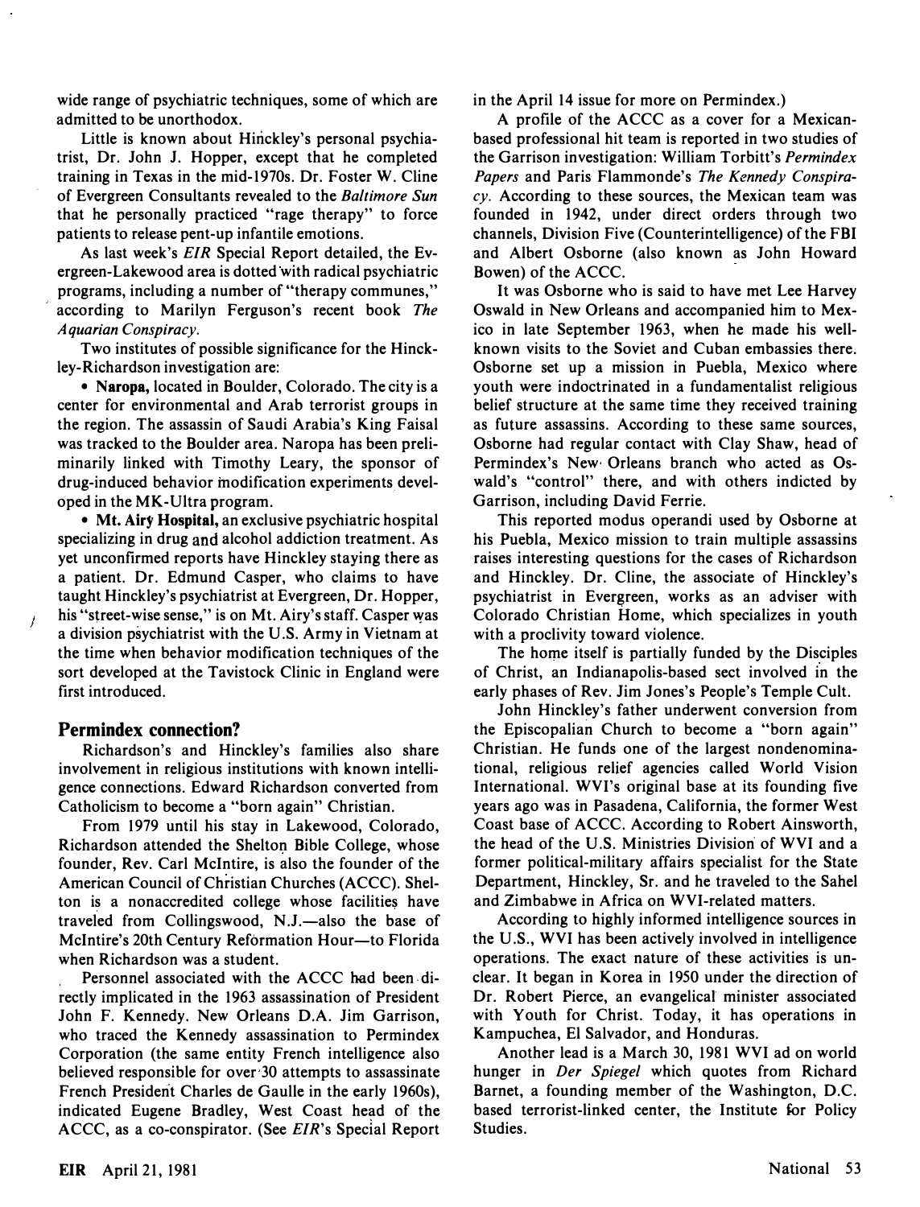wide range of psychiatric techniques, some of which are admitted to be unorthodox.

Little is known about Hinckley's personal psychiatrist, Dr. John J. Hopper, except that he completed training in Texas in the mid-1970s. Dr. Foster W. Cline of Evergreen Consultants revealed to the *Baltimore Sun* that he personally practiced "rage therapy" to force patients to release pent-up infantile emotions.

As last week's *EIR* Special Report detailed, the Evergreen-Lakewood area is dotted with radical psychiatric programs, including a number of "therapy communes," according to Marilyn Ferguson's recent book *The Aquarian Conspiracy*.

Two institutes of possible significance for the Hinckley-Richardson investigation are:

- **Naropa,** located in Boulder, Colorado. The city is a center for environmental and Arab terrorist groups in the region. The assassin of Saudi Arabia's King Faisal was tracked to the Boulder area. Naropa has been preliminarily linked with Timothy Leary, the sponsor of drug-induced behavior modification experiments developed in the MK-Ultra program.
- **Mt. Airy Hospital,** an exclusive psychiatric hospital specializing in drug and alcohol addiction treatment. As yet unconfirmed reports have Hinckley staying there as a patient. Dr. Edmund Casper, who claims to have taught Hinckley's psychiatrist at Evergreen, Dr. Hopper, his "street-wise sense," is on Mt. Airy's staff. Casper was a division psychiatrist with the U.S. Army in Vietnam at the time when behavior modification techniques of the sort developed at the Tavistock Clinic in England were first introduced.

## Permindex connection?

Richardson's and Hinckley's families also share involvement in religious institutions with known intelligence connections. Edward Richardson converted from Catholicism to become a "born again" Christian.

From 1979 until his stay in Lakewood, Colorado, Richardson attended the Shelton Bible College, whose founder, Rev. Carl McIntire, is also the founder of the American Council of Christian Churches (ACCC). Shelton is a nonaccredited college whose facilities have traveled from Collingswood, N.J.—also the base of McIntire's 20th Century Reformation Hour—to Florida when Richardson was a student.

Personnel associated with the ACCC had been directly implicated in the 1963 assassination of President John F. Kennedy. New Orleans D.A. Jim Garrison, who traced the Kennedy assassination to Permindex Corporation (the same entity French intelligence also believed responsible for over 30 attempts to assassinate French President Charles de Gaulle in the early 1960s), indicated Eugene Bradley, West Coast head of the ACCC, as a co-conspirator. (See *EIR*'s Special Report in the April 14 issue for more on Permindex.)

A profile of the ACCC as a cover for a Mexican-based professional hit team is reported in two studies of the Garrison investigation: William Torbitt's *Permindex Papers* and Paris Flammonde's *The Kennedy Conspiracy*. According to these sources, the Mexican team was founded in 1942, under direct orders through two channels, Division Five (Counterintelligence) of the FBI and Albert Osborne (also known as John Howard Bowen) of the ACCC.

It was Osborne who is said to have met Lee Harvey Oswald in New Orleans and accompanied him to Mexico in late September 1963, when he made his well-known visits to the Soviet and Cuban embassies there. Osborne set up a mission in Puebla, Mexico where youth were indoctrinated in a fundamentalist religious belief structure at the same time they received training as future assassins. According to these same sources, Osborne had regular contact with Clay Shaw, head of Permindex's New Orleans branch who acted as Oswald's "control" there, and with others indicted by Garrison, including David Ferrie.

This reported modus operandi used by Osborne at his Puebla, Mexico mission to train multiple assassins raises interesting questions for the cases of Richardson and Hinckley. Dr. Cline, the associate of Hinckley's psychiatrist in Evergreen, works as an adviser with Colorado Christian Home, which specializes in youth with a proclivity toward violence.

The home itself is partially funded by the Disciples of Christ, an Indianapolis-based sect involved in the early phases of Rev. Jim Jones's People's Temple Cult.

John Hinckley's father underwent conversion from the Episcopalian Church to become a "born again" Christian. He funds one of the largest nondenominational, religious relief agencies called World Vision International. WVI's original base at its founding five years ago was in Pasadena, California, the former West Coast base of ACCC. According to Robert Ainsworth, the head of the U.S. Ministries Division of WVI and a former political-military affairs specialist for the State Department, Hinckley, Sr. and he traveled to the Sahel and Zimbabwe in Africa on WVI-related matters.

According to highly informed intelligence sources in the U.S., WVI has been actively involved in intelligence operations. The exact nature of these activities is unclear. It began in Korea in 1950 under the direction of Dr. Robert Pierce, an evangelical minister associated with Youth for Christ. Today, it has operations in Kampuchea, El Salvador, and Honduras.

Another lead is a March 30, 1981 WVI ad on world hunger in *Der Spiegel* which quotes from Richard Barnet, a founding member of the Washington, D.C. based terrorist-linked center, the Institute for Policy Studies.